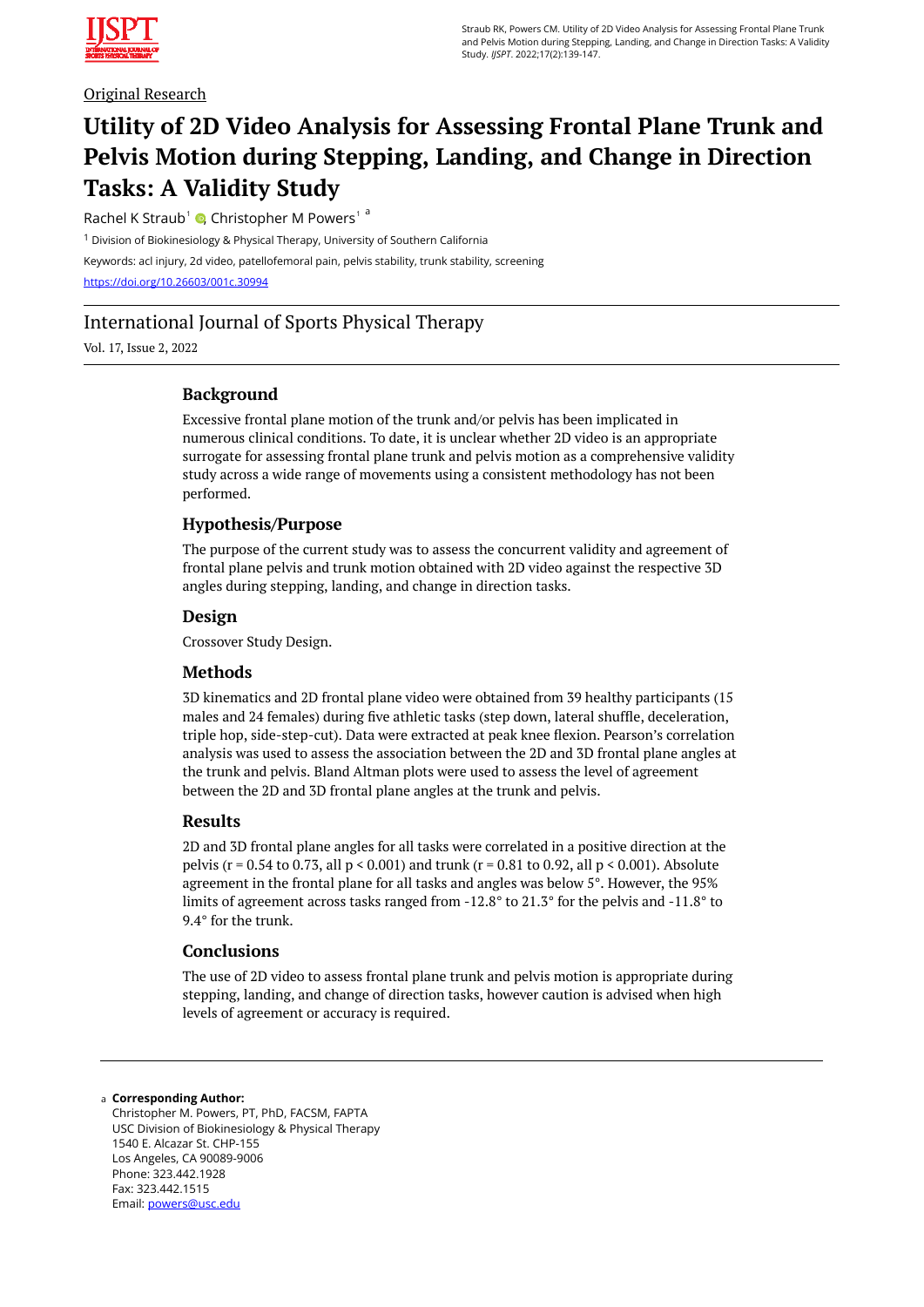Original Research

# Utility of 2D Video Analysis for Assessing Frontal Plane Trunk and Pelvis Motion during Stepping, Landing, and Change in Direction Tasks: A Validity Study

Rachel K Straub[1], Christopher M Powers[1] [a]

[1] Division of Biokinesiology & Physical Therapy, University of Southern California

Keywords: acl injury, 2d video, patellofemoral pain, pelvis stability, trunk stability, screening

https://doi.org/10.26603/001c.30994

International Journal of Sports Physical Therapy

Vol. 17, Issue 2, 2022

## Background

Excessive frontal plane motion of the trunk and/or pelvis has been implicated in numerous clinical conditions. To date, it is unclear whether 2D video is an appropriate surrogate for assessing frontal plane trunk and pelvis motion as a comprehensive validity study across a wide range of movements using a consistent methodology has not been performed.

## Hypothesis/Purpose

The purpose of the current study was to assess the concurrent validity and agreement of frontal plane pelvis and trunk motion obtained with 2D video against the respective 3D angles during stepping, landing, and change in direction tasks.

## Design

Crossover Study Design.

## Methods

3D kinematics and 2D frontal plane video were obtained from 39 healthy participants (15 males and 24 females) during five athletic tasks (step down, lateral shuffle, deceleration, triple hop, side-step-cut). Data were extracted at peak knee flexion. Pearson's correlation analysis was used to assess the association between the 2D and 3D frontal plane angles at the trunk and pelvis. Bland Altman plots were used to assess the level of agreement between the 2D and 3D frontal plane angles at the trunk and pelvis.

## Results

2D and 3D frontal plane angles for all tasks were correlated in a positive direction at the pelvis ($r = 0.54$ to $0.73$, all $p < 0.001$) and trunk ($r = 0.81$ to $0.92$, all $p < 0.001$). Absolute agreement in the frontal plane for all tasks and angles was below 5°. However, the 95% limits of agreement across tasks ranged from -12.8° to 21.3° for the pelvis and -11.8° to 9.4° for the trunk.

## Conclusions

The use of 2D video to assess frontal plane trunk and pelvis motion is appropriate during stepping, landing, and change of direction tasks, however caution is advised when high levels of agreement or accuracy is required.

---

[a] **Corresponding Author:**
Christopher M. Powers, PT, PhD, FACSM, FAPTA
USC Division of Biokinesiology & Physical Therapy
1540 E. Alcazar St. CHP-155
Los Angeles, CA 90089-9006
Phone: 323.442.1928
Fax: 323.442.1515
Email: powers@usc.edu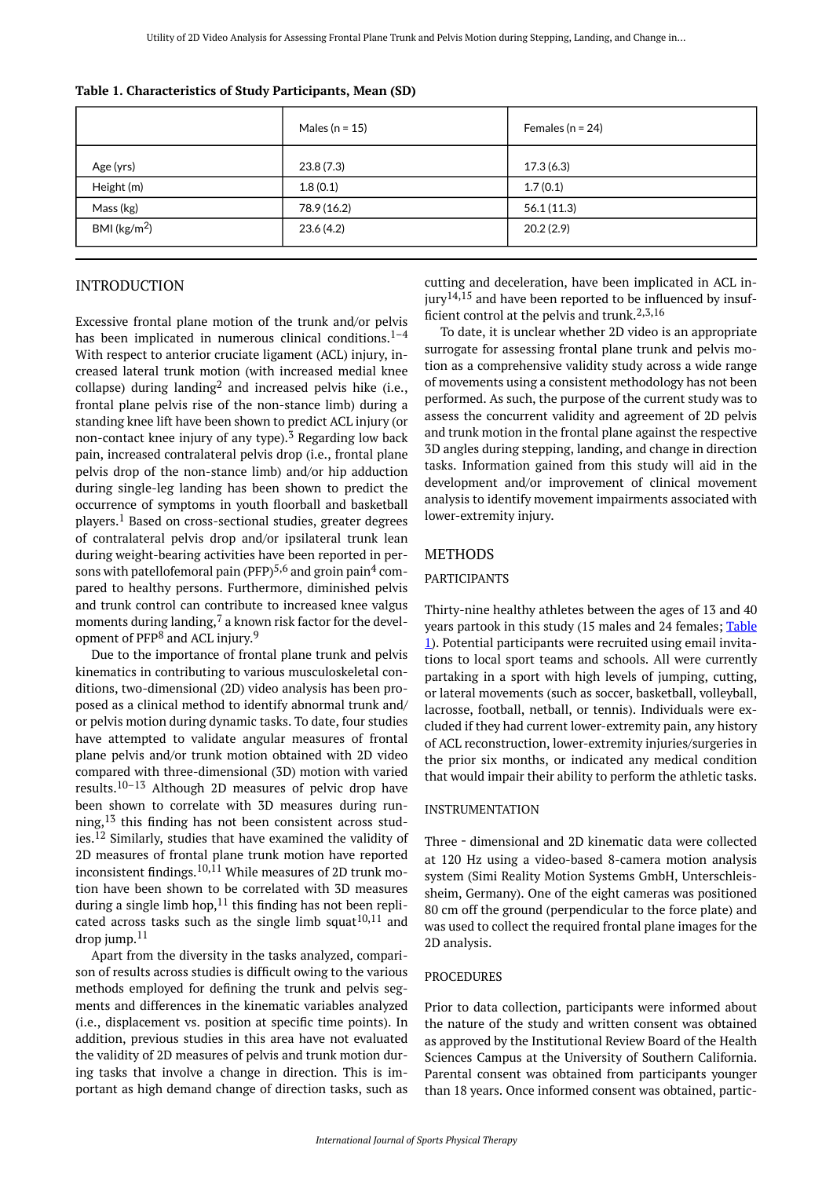**Table 1. Characteristics of Study Participants, Mean (SD)**

| | Males (n = 15) | Females (n = 24) |
|---|---|---|
| Age (yrs) | 23.8 (7.3) | 17.3 (6.3) |
| Height (m) | 1.8 (0.1) | 1.7 (0.1) |
| Mass (kg) | 78.9 (16.2) | 56.1 (11.3) |
| BMI (kg/m$^2$) | 23.6 (4.2) | 20.2 (2.9) |

## INTRODUCTION

Excessive frontal plane motion of the trunk and/or pelvis has been implicated in numerous clinical conditions.[1–4] With respect to anterior cruciate ligament (ACL) injury, increased lateral trunk motion (with increased medial knee collapse) during landing[2] and increased pelvis hike (i.e., frontal plane pelvis rise of the non-stance limb) during a standing knee lift have been shown to predict ACL injury (or non-contact knee injury of any type).[3] Regarding low back pain, increased contralateral pelvis drop (i.e., frontal plane pelvis drop of the non-stance limb) and/or hip adduction during single-leg landing has been shown to predict the occurrence of symptoms in youth floorball and basketball players.[1] Based on cross-sectional studies, greater degrees of contralateral pelvis drop and/or ipsilateral trunk lean during weight-bearing activities have been reported in persons with patellofemoral pain (PFP)[5,6] and groin pain[4] compared to healthy persons. Furthermore, diminished pelvis and trunk control can contribute to increased knee valgus moments during landing,[7] a known risk factor for the development of PFP[8] and ACL injury.[9]

Due to the importance of frontal plane trunk and pelvis kinematics in contributing to various musculoskeletal conditions, two-dimensional (2D) video analysis has been proposed as a clinical method to identify abnormal trunk and/or pelvis motion during dynamic tasks. To date, four studies have attempted to validate angular measures of frontal plane pelvis and/or trunk motion obtained with 2D video compared with three-dimensional (3D) motion with varied results.[10–13] Although 2D measures of pelvic drop have been shown to correlate with 3D measures during running,[13] this finding has not been consistent across studies.[12] Similarly, studies that have examined the validity of 2D measures of frontal plane trunk motion have reported inconsistent findings.[10,11] While measures of 2D trunk motion have been shown to be correlated with 3D measures during a single limb hop,[11] this finding has not been replicated across tasks such as the single limb squat[10,11] and drop jump.[11]

Apart from the diversity in the tasks analyzed, comparison of results across studies is difficult owing to the various methods employed for defining the trunk and pelvis segments and differences in the kinematic variables analyzed (i.e., displacement vs. position at specific time points). In addition, previous studies in this area have not evaluated the validity of 2D measures of pelvis and trunk motion during tasks that involve a change in direction. This is important as high demand change of direction tasks, such as cutting and deceleration, have been implicated in ACL injury[14,15] and have been reported to be influenced by insufficient control at the pelvis and trunk.[2,3,16]

To date, it is unclear whether 2D video is an appropriate surrogate for assessing frontal plane trunk and pelvis motion as a comprehensive validity study across a wide range of movements using a consistent methodology has not been performed. As such, the purpose of the current study was to assess the concurrent validity and agreement of 2D pelvis and trunk motion in the frontal plane against the respective 3D angles during stepping, landing, and change in direction tasks. Information gained from this study will aid in the development and/or improvement of clinical movement analysis to identify movement impairments associated with lower-extremity injury.

## METHODS

### PARTICIPANTS

Thirty-nine healthy athletes between the ages of 13 and 40 years partook in this study (15 males and 24 females; Table 1). Potential participants were recruited using email invitations to local sport teams and schools. All were currently partaking in a sport with high levels of jumping, cutting, or lateral movements (such as soccer, basketball, volleyball, lacrosse, football, netball, or tennis). Individuals were excluded if they had current lower-extremity pain, any history of ACL reconstruction, lower-extremity injuries/surgeries in the prior six months, or indicated any medical condition that would impair their ability to perform the athletic tasks.

### INSTRUMENTATION

Three - dimensional and 2D kinematic data were collected at 120 Hz using a video-based 8-camera motion analysis system (Simi Reality Motion Systems GmbH, Unterschleissheim, Germany). One of the eight cameras was positioned 80 cm off the ground (perpendicular to the force plate) and was used to collect the required frontal plane images for the 2D analysis.

### PROCEDURES

Prior to data collection, participants were informed about the nature of the study and written consent was obtained as approved by the Institutional Review Board of the Health Sciences Campus at the University of Southern California. Parental consent was obtained from participants younger than 18 years. Once informed consent was obtained, partic-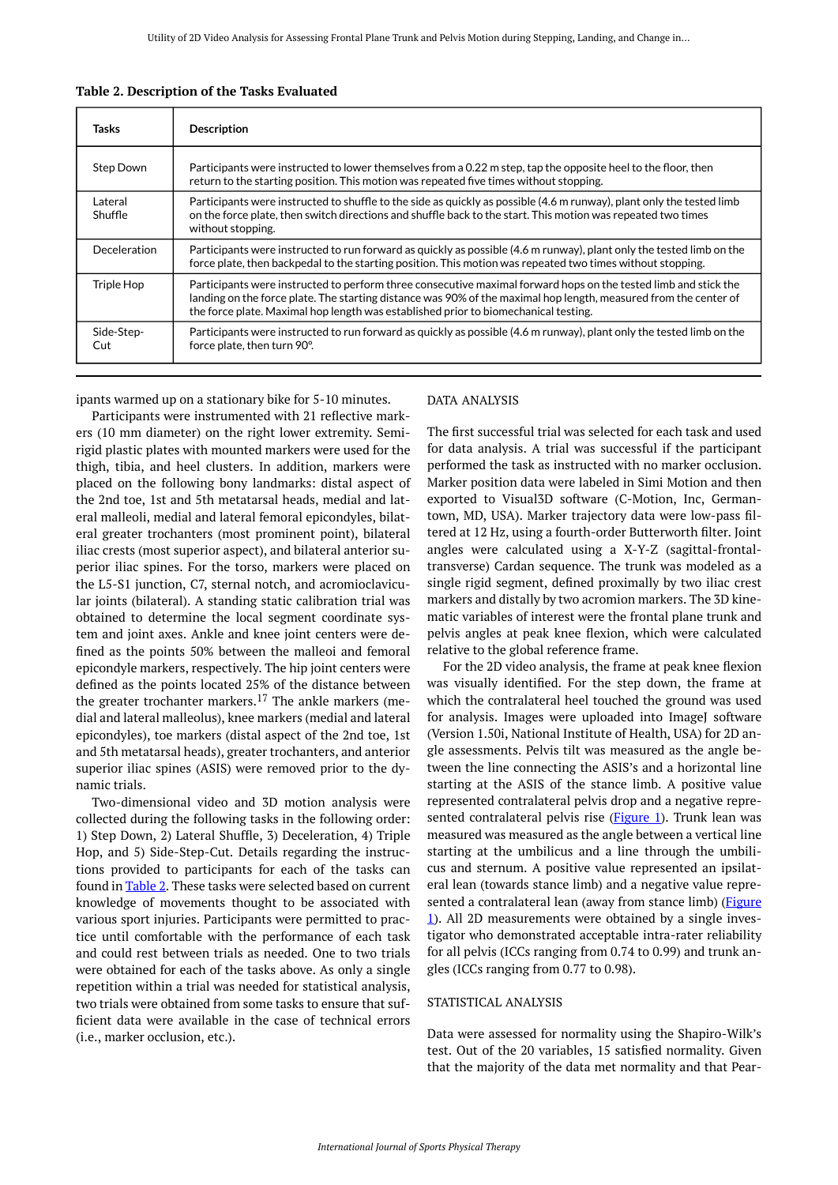**Table 2. Description of the Tasks Evaluated**

| Tasks | Description |
|---|---|
| Step Down | Participants were instructed to lower themselves from a 0.22 m step, tap the opposite heel to the floor, then return to the starting position. This motion was repeated five times without stopping. |
| Lateral Shuffle | Participants were instructed to shuffle to the side as quickly as possible (4.6 m runway), plant only the tested limb on the force plate, then switch directions and shuffle back to the start. This motion was repeated two times without stopping. |
| Deceleration | Participants were instructed to run forward as quickly as possible (4.6 m runway), plant only the tested limb on the force plate, then backpedal to the starting position. This motion was repeated two times without stopping. |
| Triple Hop | Participants were instructed to perform three consecutive maximal forward hops on the tested limb and stick the landing on the force plate. The starting distance was 90% of the maximal hop length, measured from the center of the force plate. Maximal hop length was established prior to biomechanical testing. |
| Side-Step-Cut | Participants were instructed to run forward as quickly as possible (4.6 m runway), plant only the tested limb on the force plate, then turn 90°. |

ipants warmed up on a stationary bike for 5-10 minutes.

Participants were instrumented with 21 reflective markers (10 mm diameter) on the right lower extremity. Semi-rigid plastic plates with mounted markers were used for the thigh, tibia, and heel clusters. In addition, markers were placed on the following bony landmarks: distal aspect of the 2nd toe, 1st and 5th metatarsal heads, medial and lateral malleoli, medial and lateral femoral epicondyles, bilateral greater trochanters (most prominent point), bilateral iliac crests (most superior aspect), and bilateral anterior superior iliac spines. For the torso, markers were placed on the L5-S1 junction, C7, sternal notch, and acromioclavicular joints (bilateral). A standing static calibration trial was obtained to determine the local segment coordinate system and joint axes. Ankle and knee joint centers were defined as the points 50% between the malleoi and femoral epicondyle markers, respectively. The hip joint centers were defined as the points located 25% of the distance between the greater trochanter markers.[17] The ankle markers (medial and lateral malleolus), knee markers (medial and lateral epicondyles), toe markers (distal aspect of the 2nd toe, 1st and 5th metatarsal heads), greater trochanters, and anterior superior iliac spines (ASIS) were removed prior to the dynamic trials.

Two-dimensional video and 3D motion analysis were collected during the following tasks in the following order: 1) Step Down, 2) Lateral Shuffle, 3) Deceleration, 4) Triple Hop, and 5) Side-Step-Cut. Details regarding the instructions provided to participants for each of the tasks can found in Table 2. These tasks were selected based on current knowledge of movements thought to be associated with various sport injuries. Participants were permitted to practice until comfortable with the performance of the tasks and could rest between trials as needed. One to two trials were obtained for each of the tasks above. As only a single repetition within a trial was needed for statistical analysis, two trials were obtained from some tasks to ensure that sufficient data were available in the case of technical errors (i.e., marker occlusion, etc.).

## DATA ANALYSIS

The first successful trial was selected for each task and used for data analysis. A trial was successful if the participant performed the task as instructed with no marker occlusion. Marker position data were labeled in Simi Motion and then exported to Visual3D software (C-Motion, Inc, Germantown, MD, USA). Marker trajectory data were low-pass filtered at 12 Hz, using a fourth-order Butterworth filter. Joint angles were calculated using a X-Y-Z (sagittal-frontal-transverse) Cardan sequence. The trunk was modeled as a single rigid segment, defined proximally by two iliac crest markers and distally by two acromion markers. The 3D kinematic variables of interest were the frontal plane trunk and pelvis angles at peak knee flexion, which were calculated relative to the global reference frame.

For the 2D video analysis, the frame at peak knee flexion was visually identified. For the step down, the frame at which the contralateral heel touched the ground was used for analysis. Images were uploaded into ImageJ software (Version 1.50i, National Institute of Health, USA) for 2D angle assessments. Pelvis tilt was measured as the angle between the line connecting the ASIS's and a horizontal line starting at the ASIS of the stance limb. A positive value represented contralateral pelvis drop and a negative represented contralateral pelvis rise (Figure 1). Trunk lean was measured was measured as the angle between a vertical line starting at the umbilicus and a line through the umbilicus and sternum. A positive value represented an ipsilateral lean (towards stance limb) and a negative value represented a contralateral lean (away from stance limb) (Figure 1). All 2D measurements were obtained by a single investigator who demonstrated acceptable intra-rater reliability for all pelvis (ICCs ranging from 0.74 to 0.99) and trunk angles (ICCs ranging from 0.77 to 0.98).

## STATISTICAL ANALYSIS

Data were assessed for normality using the Shapiro-Wilk's test. Out of the 20 variables, 15 satisfied normality. Given that the majority of the data met normality and that Pear-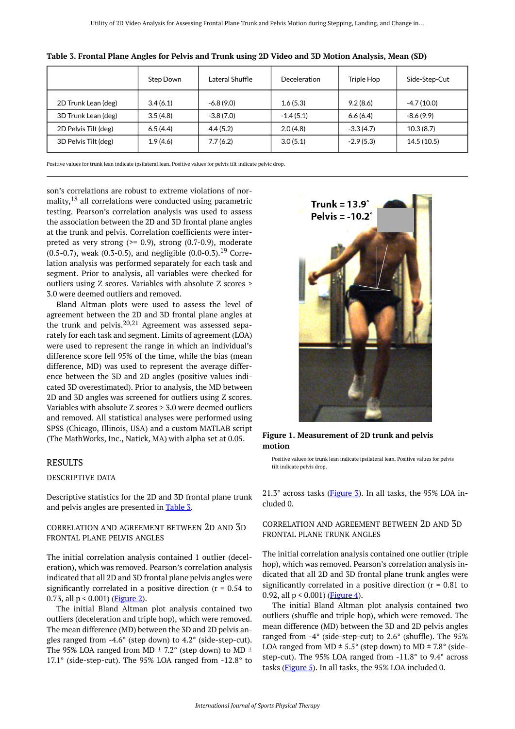**Table 3. Frontal Plane Angles for Pelvis and Trunk using 2D Video and 3D Motion Analysis, Mean (SD)**

| | Step Down | Lateral Shuffle | Deceleration | Triple Hop | Side-Step-Cut |
|---|---|---|---|---|---|
| 2D Trunk Lean (deg) | 3.4 (6.1) | -6.8 (9.0) | 1.6 (5.3) | 9.2 (8.6) | -4.7 (10.0) |
| 3D Trunk Lean (deg) | 3.5 (4.8) | -3.8 (7.0) | -1.4 (5.1) | 6.6 (6.4) | -8.6 (9.9) |
| 2D Pelvis Tilt (deg) | 6.5 (4.4) | 4.4 (5.2) | 2.0 (4.8) | -3.3 (4.7) | 10.3 (8.7) |
| 3D Pelvis Tilt (deg) | 1.9 (4.6) | 7.7 (6.2) | 3.0 (5.1) | -2.9 (5.3) | 14.5 (10.5) |

Positive values for trunk lean indicate ipsilateral lean. Positive values for pelvis tilt indicate pelvic drop.

son's correlations are robust to extreme violations of normality,[18] all correlations were conducted using parametric testing. Pearson's correlation analysis was used to assess the association between the 2D and 3D frontal plane angles at the trunk and pelvis. Correlation coefficients were interpreted as very strong (>= 0.9), strong (0.7-0.9), moderate (0.5-0.7), weak (0.3-0.5), and negligible (0.0-0.3).[19] Correlation analysis was performed separately for each task and segment. Prior to analysis, all variables were checked for outliers using Z scores. Variables with absolute Z scores > 3.0 were deemed outliers and removed.

Bland Altman plots were used to assess the level of agreement between the 2D and 3D frontal plane angles at the trunk and pelvis.[20,21] Agreement was assessed separately for each task and segment. Limits of agreement (LOA) were used to represent the range in which an individual's difference score fell 95% of the time, while the bias (mean difference, MD) was used to represent the average difference between the 3D and 2D angles (positive values indicated 3D overestimated). Prior to analysis, the MD between 2D and 3D angles was screened for outliers using Z scores. Variables with absolute Z scores > 3.0 were deemed outliers and removed. All statistical analyses were performed using SPSS (Chicago, Illinois, USA) and a custom MATLAB script (The MathWorks, Inc., Natick, MA) with alpha set at 0.05.

**Figure 1. Measurement of 2D trunk and pelvis motion**

Positive values for trunk lean indicate ipsilateral lean. Positive values for pelvis tilt indicate pelvis drop.

## RESULTS

### DESCRIPTIVE DATA

Descriptive statistics for the 2D and 3D frontal plane trunk and pelvis angles are presented in Table 3.

### CORRELATION AND AGREEMENT BETWEEN 2D AND 3D FRONTAL PLANE PELVIS ANGLES

The initial correlation analysis contained 1 outlier (deceleration), which was removed. Pearson's correlation analysis indicated that all 2D and 3D frontal plane pelvis angles were significantly correlated in a positive direction (r = 0.54 to 0.73, all p < 0.001) (Figure 2).

The initial Bland Altman plot analysis contained two outliers (deceleration and triple hop), which were removed. The mean difference (MD) between the 3D and 2D pelvis angles ranged from -4.6° (step down) to 4.2° (side-step-cut). The 95% LOA ranged from MD ± 7.2° (step down) to MD ± 17.1° (side-step-cut). The 95% LOA ranged from -12.8° to 21.3° across tasks (Figure 3). In all tasks, the 95% LOA included 0.

### CORRELATION AND AGREEMENT BETWEEN 2D AND 3D FRONTAL PLANE TRUNK ANGLES

The initial correlation analysis contained one outlier (triple hop), which was removed. Pearson's correlation analysis indicated that all 2D and 3D frontal plane trunk angles were significantly correlated in a positive direction (r = 0.81 to 0.92, all p < 0.001) (Figure 4).

The initial Bland Altman plot analysis contained two outliers (shuffle and triple hop), which were removed. The mean difference (MD) between the 3D and 2D pelvis angles ranged from -4° (side-step-cut) to 2.6° (shuffle). The 95% LOA ranged from MD ± 5.5° (step down) to MD ± 7.8° (side-step-cut). The 95% LOA ranged from -11.8° to 9.4° across tasks (Figure 5). In all tasks, the 95% LOA included 0.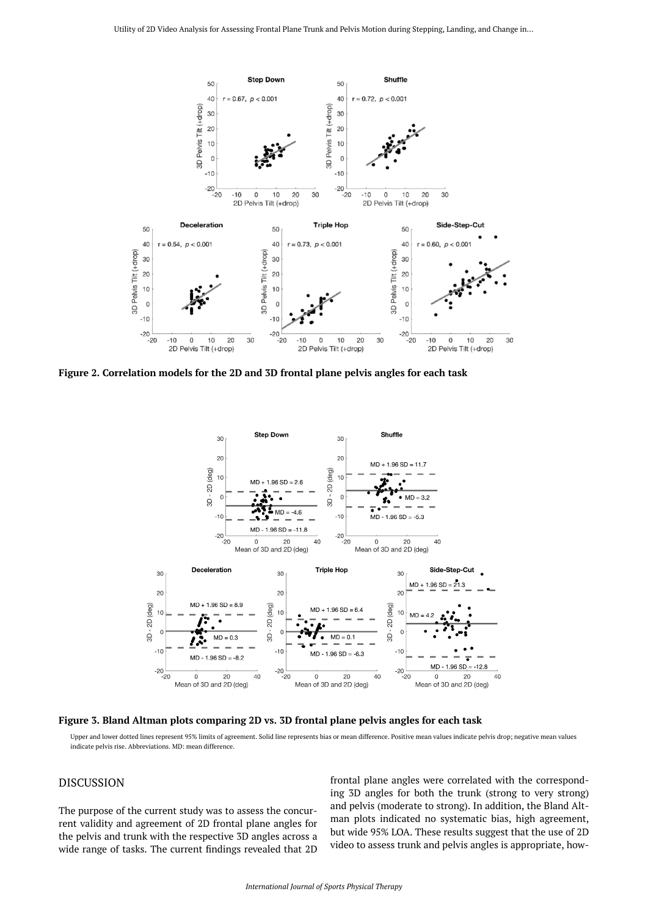**Figure 2. Correlation models for the 2D and 3D frontal plane pelvis angles for each task**

**Figure 3. Bland Altman plots comparing 2D vs. 3D frontal plane pelvis angles for each task**

Upper and lower dotted lines represent 95% limits of agreement. Solid line represents bias or mean difference. Positive mean values indicate pelvis drop; negative mean values indicate pelvis rise. Abbreviations. MD: mean difference.

## DISCUSSION

The purpose of the current study was to assess the concurrent validity and agreement of 2D frontal plane angles for the pelvis and trunk with the respective 3D angles across a wide range of tasks. The current findings revealed that 2D frontal plane angles were correlated with the corresponding 3D angles for both the trunk (strong to very strong) and pelvis (moderate to strong). In addition, the Bland Altman plots indicated no systematic bias, high agreement, but wide 95% LOA. These results suggest that the use of 2D video to assess trunk and pelvis angles is appropriate, how-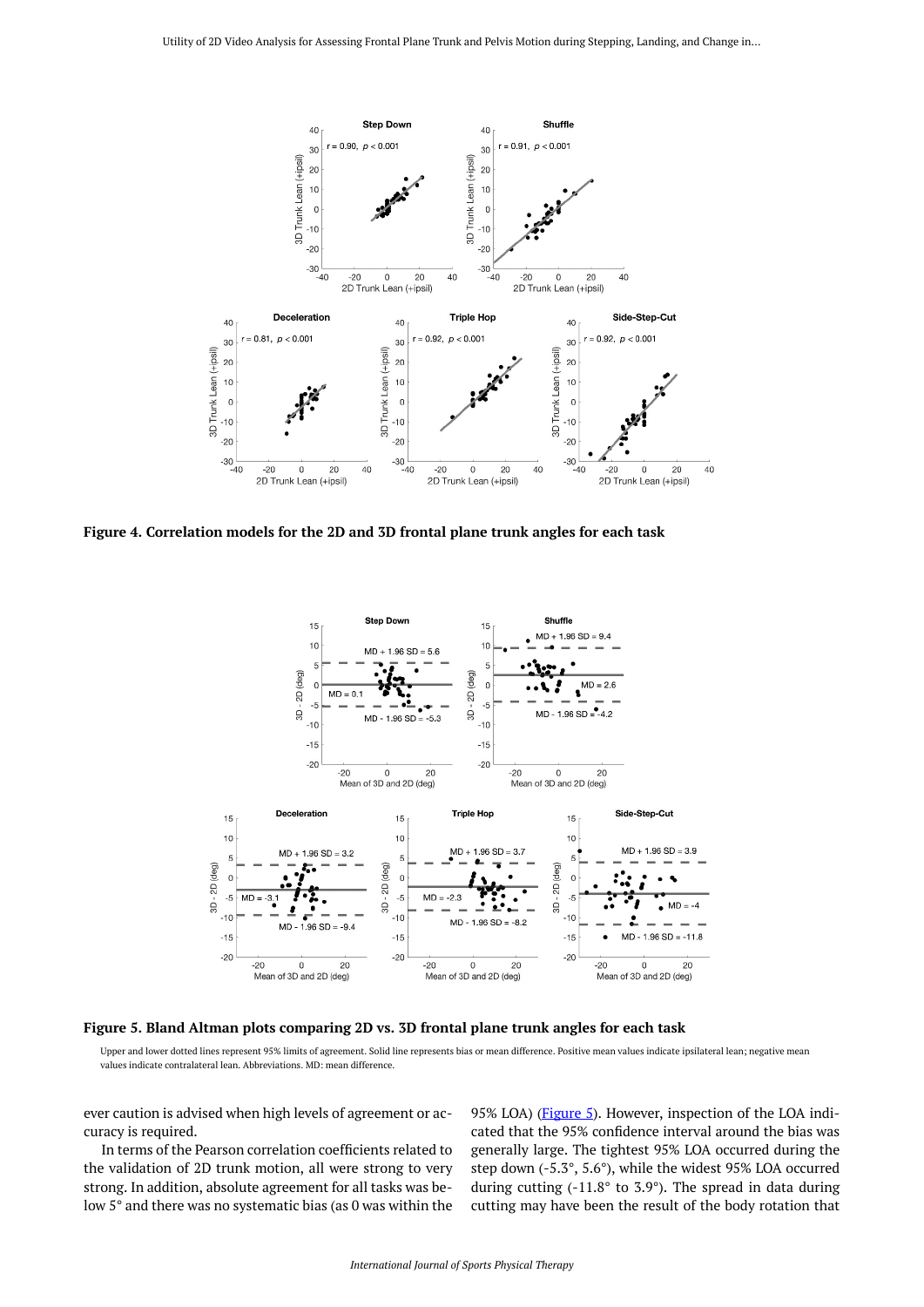**Figure 4. Correlation models for the 2D and 3D frontal plane trunk angles for each task**

**Figure 5. Bland Altman plots comparing 2D vs. 3D frontal plane trunk angles for each task**

Upper and lower dotted lines represent 95% limits of agreement. Solid line represents bias or mean difference. Positive mean values indicate ipsilateral lean; negative mean values indicate contralateral lean. Abbreviations. MD: mean difference.

ever caution is advised when high levels of agreement or accuracy is required.

In terms of the Pearson correlation coefficients related to the validation of 2D trunk motion, all were strong to very strong. In addition, absolute agreement for all tasks was below 5° and there was no systematic bias (as 0 was within the 95% LOA) (Figure 5). However, inspection of the LOA indicated that the 95% confidence interval around the bias was generally large. The tightest 95% LOA occurred during the step down (-5.3°, 5.6°), while the widest 95% LOA occurred during cutting (-11.8° to 3.9°). The spread in data during cutting may have been the result of the body rotation that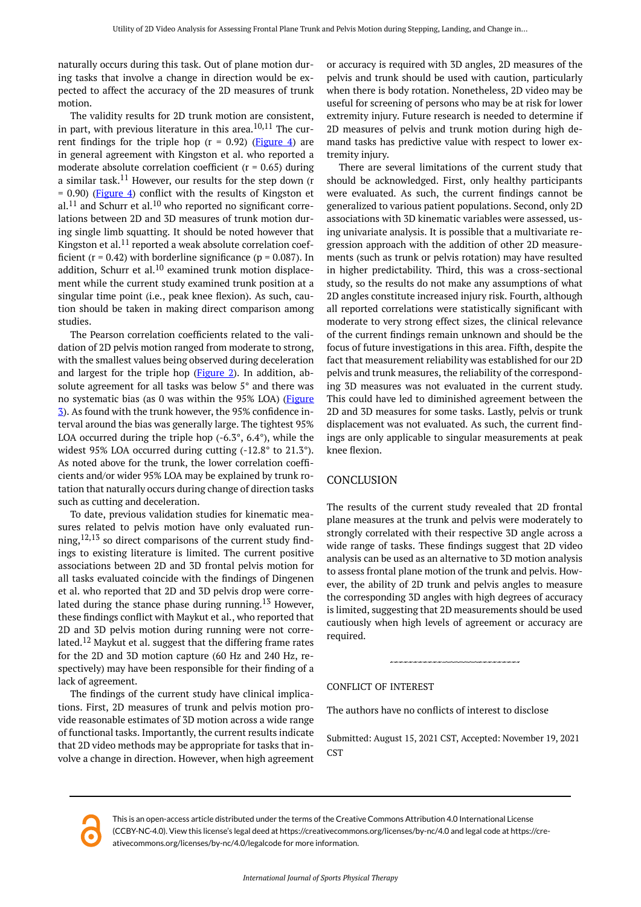naturally occurs during this task. Out of plane motion during tasks that involve a change in direction would be expected to affect the accuracy of the 2D measures of trunk motion.

The validity results for 2D trunk motion are consistent, in part, with previous literature in this area.[10,11] The current findings for the triple hop (r = 0.92) (Figure 4) are in general agreement with Kingston et al. who reported a moderate absolute correlation coefficient (r = 0.65) during a similar task.[11] However, our results for the step down (r = 0.90) (Figure 4) conflict with the results of Kingston et al.[11] and Schurr et al.[10] who reported no significant correlations between 2D and 3D measures of trunk motion during single limb squatting. It should be noted however that Kingston et al.[11] reported a weak absolute correlation coefficient (r = 0.42) with borderline significance (p = 0.087). In addition, Schurr et al.[10] examined trunk motion displacement while the current study examined trunk position at a singular time point (i.e., peak knee flexion). As such, caution should be taken in making direct comparison among studies.

The Pearson correlation coefficients related to the validation of 2D pelvis motion ranged from moderate to strong, with the smallest values being observed during deceleration and largest for the triple hop (Figure 2). In addition, absolute agreement for all tasks was below 5° and there was no systematic bias (as 0 was within the 95% LOA) (Figure 3). As found with the trunk however, the 95% confidence interval around the bias was generally large. The tightest 95% LOA occurred during the triple hop (-6.3°, 6.4°), while the widest 95% LOA occurred during cutting (-12.8° to 21.3°). As noted above for the trunk, the lower correlation coefficients and/or wider 95% LOA may be explained by trunk rotation that naturally occurs during change of direction tasks such as cutting and deceleration.

To date, previous validation studies for kinematic measures related to pelvis motion have only evaluated running,[12,13] so direct comparisons of the current study findings to existing literature is limited. The current positive associations between 2D and 3D frontal pelvis motion for all tasks evaluated coincide with the findings of Dingenen et al. who reported that 2D and 3D pelvis drop were correlated during the stance phase during running.[13] However, these findings conflict with Maykut et al., who reported that 2D and 3D pelvis motion during running were not correlated.[12] Maykut et al. suggest that the differing frame rates for the 2D and 3D motion capture (60 Hz and 240 Hz, respectively) may have been responsible for their finding of a lack of agreement.

The findings of the current study have clinical implications. First, 2D measures of trunk and pelvis motion provide reasonable estimates of 3D motion across a wide range of functional tasks. Importantly, the current results indicate that 2D video methods may be appropriate for tasks that involve a change in direction. However, when high agreement or accuracy is required with 3D angles, 2D measures of the pelvis and trunk should be used with caution, particularly when there is body rotation. Nonetheless, 2D video may be useful for screening of persons who may be at risk for lower extremity injury. Future research is needed to determine if 2D measures of pelvis and trunk motion during high demand tasks has predictive value with respect to lower extremity injury.

There are several limitations of the current study that should be acknowledged. First, only healthy participants were evaluated. As such, the current findings cannot be generalized to various patient populations. Second, only 2D associations with 3D kinematic variables were assessed, using univariate analysis. It is possible that a multivariate regression approach with the addition of other 2D measurements (such as trunk or pelvis rotation) may have resulted in higher predictability. Third, this was a cross-sectional study, so the results do not make any assumptions of what 2D angles constitute increased injury risk. Fourth, although all reported correlations were statistically significant with moderate to very strong effect sizes, the clinical relevance of the current findings remain unknown and should be the focus of future investigations in this area. Fifth, despite the fact that measurement reliability was established for our 2D pelvis and trunk measures, the reliability of the corresponding 3D measures was not evaluated in the current study. This could have led to diminished agreement between the 2D and 3D measures for some tasks. Lastly, pelvis or trunk displacement was not evaluated. As such, the current findings are only applicable to singular measurements at peak knee flexion.

## CONCLUSION

The results of the current study revealed that 2D frontal plane measures at the trunk and pelvis were moderately to strongly correlated with their respective 3D angle across a wide range of tasks. These findings suggest that 2D video analysis can be used as an alternative to 3D motion analysis to assess frontal plane motion of the trunk and pelvis. However, the ability of 2D trunk and pelvis angles to measure the corresponding 3D angles with high degrees of accuracy is limited, suggesting that 2D measurements should be used cautiously when high levels of agreement or accuracy are required.

---

CONFLICT OF INTEREST

The authors have no conflicts of interest to disclose

Submitted: August 15, 2021 CST, Accepted: November 19, 2021 CST

This is an open-access article distributed under the terms of the Creative Commons Attribution 4.0 International License (CCBY-NC-4.0). View this license's legal deed at https://creativecommons.org/licenses/by-nc/4.0 and legal code at https://creativecommons.org/licenses/by-nc/4.0/legalcode for more information.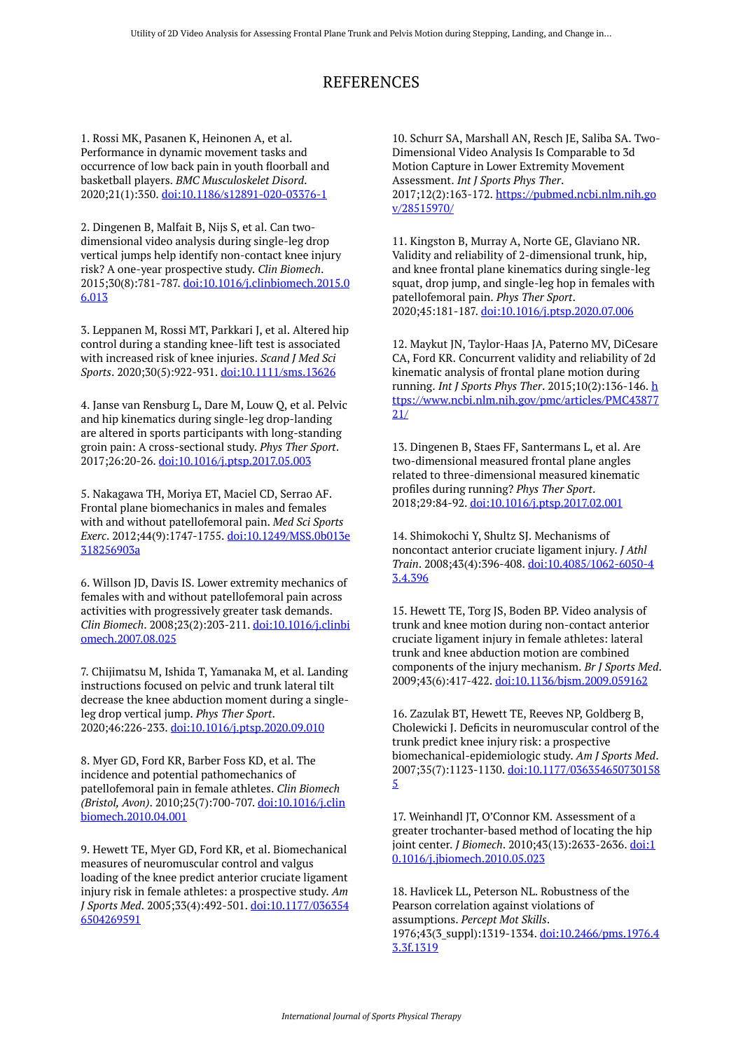# REFERENCES

1. Rossi MK, Pasanen K, Heinonen A, et al. Performance in dynamic movement tasks and occurrence of low back pain in youth floorball and basketball players. *BMC Musculoskelet Disord*. 2020;21(1):350. doi:10.1186/s12891-020-03376-1

2. Dingenen B, Malfait B, Nijs S, et al. Can two-dimensional video analysis during single-leg drop vertical jumps help identify non-contact knee injury risk? A one-year prospective study. *Clin Biomech*. 2015;30(8):781-787. doi:10.1016/j.clinbiomech.2015.06.013

3. Leppanen M, Rossi MT, Parkkari J, et al. Altered hip control during a standing knee-lift test is associated with increased risk of knee injuries. *Scand J Med Sci Sports*. 2020;30(5):922-931. doi:10.1111/sms.13626

4. Janse van Rensburg L, Dare M, Louw Q, et al. Pelvic and hip kinematics during single-leg drop-landing are altered in sports participants with long-standing groin pain: A cross-sectional study. *Phys Ther Sport*. 2017;26:20-26. doi:10.1016/j.ptsp.2017.05.003

5. Nakagawa TH, Moriya ET, Maciel CD, Serrao AF. Frontal plane biomechanics in males and females with and without patellofemoral pain. *Med Sci Sports Exerc*. 2012;44(9):1747-1755. doi:10.1249/MSS.0b013e318256903a

6. Willson JD, Davis IS. Lower extremity mechanics of females with and without patellofemoral pain across activities with progressively greater task demands. *Clin Biomech*. 2008;23(2):203-211. doi:10.1016/j.clinbiomech.2007.08.025

7. Chijimatsu M, Ishida T, Yamanaka M, et al. Landing instructions focused on pelvic and trunk lateral tilt decrease the knee abduction moment during a single-leg drop vertical jump. *Phys Ther Sport*. 2020;46:226-233. doi:10.1016/j.ptsp.2020.09.010

8. Myer GD, Ford KR, Barber Foss KD, et al. The incidence and potential pathomechanics of patellofemoral pain in female athletes. *Clin Biomech (Bristol, Avon)*. 2010;25(7):700-707. doi:10.1016/j.clinbiomech.2010.04.001

9. Hewett TE, Myer GD, Ford KR, et al. Biomechanical measures of neuromuscular control and valgus loading of the knee predict anterior cruciate ligament injury risk in female athletes: a prospective study. *Am J Sports Med*. 2005;33(4):492-501. doi:10.1177/0363546504269591

10. Schurr SA, Marshall AN, Resch JE, Saliba SA. Two-Dimensional Video Analysis Is Comparable to 3d Motion Capture in Lower Extremity Movement Assessment. *Int J Sports Phys Ther*. 2017;12(2):163-172. https://pubmed.ncbi.nlm.nih.gov/28515970/

11. Kingston B, Murray A, Norte GE, Glaviano NR. Validity and reliability of 2-dimensional trunk, hip, and knee frontal plane kinematics during single-leg squat, drop jump, and single-leg hop in females with patellofemoral pain. *Phys Ther Sport*. 2020;45:181-187. doi:10.1016/j.ptsp.2020.07.006

12. Maykut JN, Taylor-Haas JA, Paterno MV, DiCesare CA, Ford KR. Concurrent validity and reliability of 2d kinematic analysis of frontal plane motion during running. *Int J Sports Phys Ther*. 2015;10(2):136-146. https://www.ncbi.nlm.nih.gov/pmc/articles/PMC4387721/

13. Dingenen B, Staes FF, Santermans L, et al. Are two-dimensional measured frontal plane angles related to three-dimensional measured kinematic profiles during running? *Phys Ther Sport*. 2018;29:84-92. doi:10.1016/j.ptsp.2017.02.001

14. Shimokochi Y, Shultz SJ. Mechanisms of noncontact anterior cruciate ligament injury. *J Athl Train*. 2008;43(4):396-408. doi:10.4085/1062-6050-43.4.396

15. Hewett TE, Torg JS, Boden BP. Video analysis of trunk and knee motion during non-contact anterior cruciate ligament injury in female athletes: lateral trunk and knee abduction motion are combined components of the injury mechanism. *Br J Sports Med*. 2009;43(6):417-422. doi:10.1136/bjsm.2009.059162

16. Zazulak BT, Hewett TE, Reeves NP, Goldberg B, Cholewicki J. Deficits in neuromuscular control of the trunk predict knee injury risk: a prospective biomechanical-epidemiologic study. *Am J Sports Med*. 2007;35(7):1123-1130. doi:10.1177/0363546507301585

17. Weinhandl JT, O'Connor KM. Assessment of a greater trochanter-based method of locating the hip joint center. *J Biomech*. 2010;43(13):2633-2636. doi:10.1016/j.jbiomech.2010.05.023

18. Havlicek LL, Peterson NL. Robustness of the Pearson correlation against violations of assumptions. *Percept Mot Skills*. 1976;43(3_suppl):1319-1334. doi:10.2466/pms.1976.43.3f.1319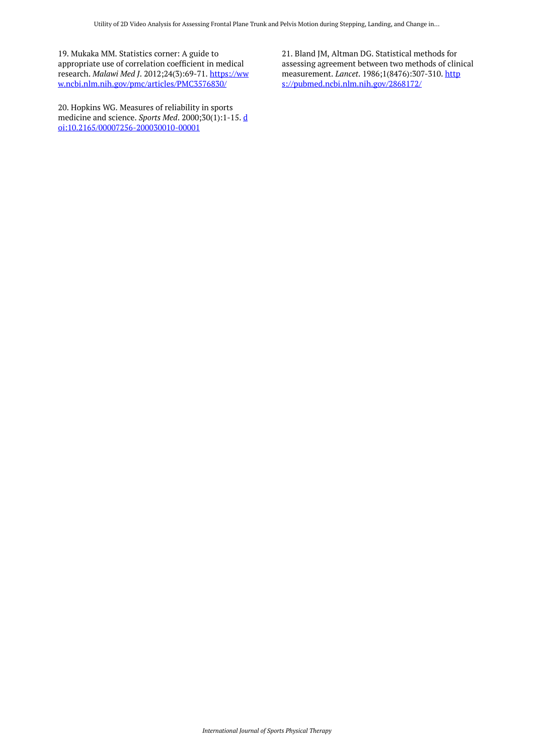19. Mukaka MM. Statistics corner: A guide to appropriate use of correlation coefficient in medical research. *Malawi Med J*. 2012;24(3):69-71. [https://www.ncbi.nlm.nih.gov/pmc/articles/PMC3576830/](https://www.ncbi.nlm.nih.gov/pmc/articles/PMC3576830/)

20. Hopkins WG. Measures of reliability in sports medicine and science. *Sports Med*. 2000;30(1):1-15. [doi:10.2165/00007256-200030010-00001](doi:10.2165/00007256-200030010-00001)

21. Bland JM, Altman DG. Statistical methods for assessing agreement between two methods of clinical measurement. *Lancet*. 1986;1(8476):307-310. [https://pubmed.ncbi.nlm.nih.gov/2868172/](https://pubmed.ncbi.nlm.nih.gov/2868172/)